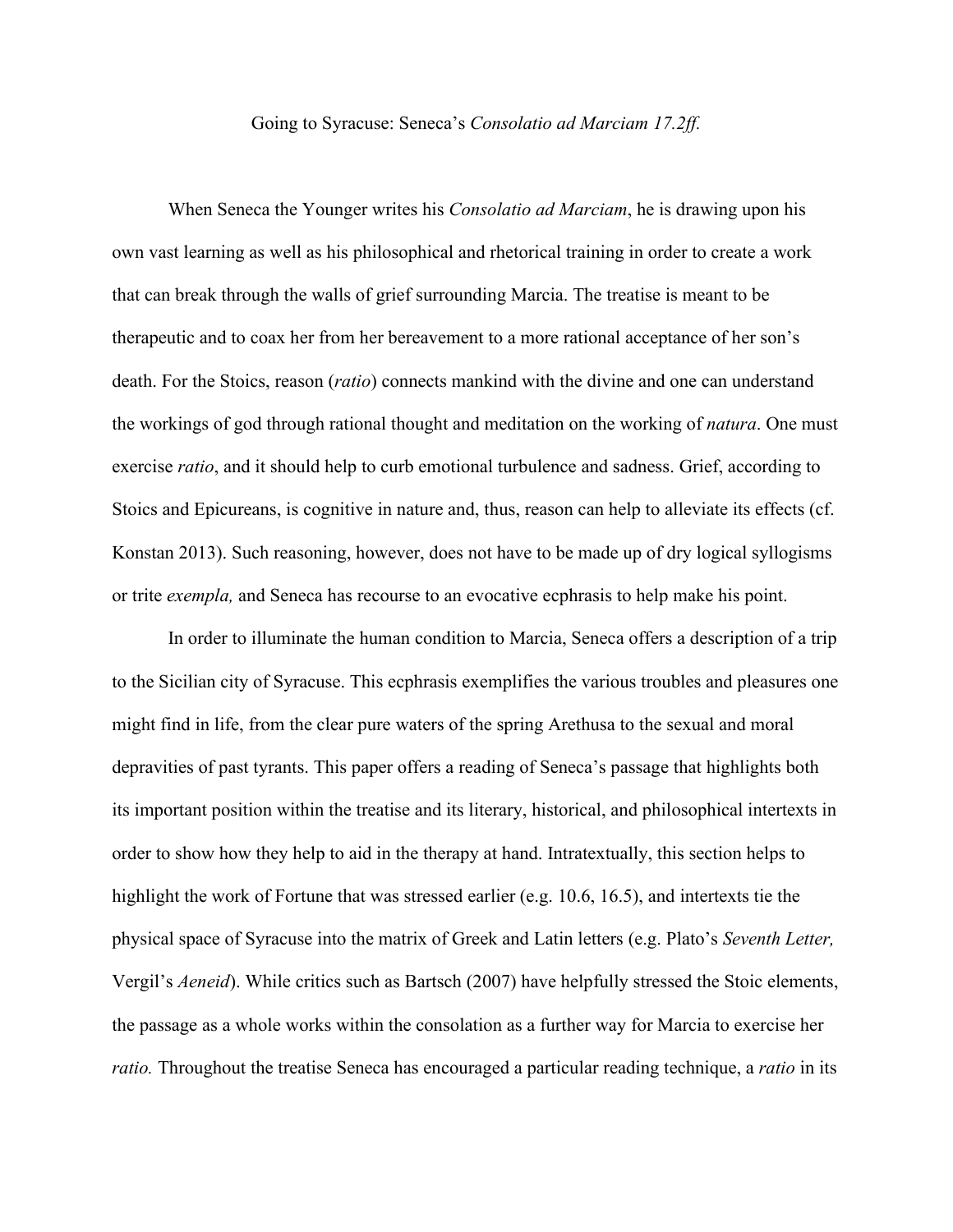# Going to Syracuse: Seneca's *Consolatio ad Marciam 17.2ff.*

When Seneca the Younger writes his *Consolatio ad Marciam*, he is drawing upon his own vast learning as well as his philosophical and rhetorical training in order to create a work that can break through the walls of grief surrounding Marcia. The treatise is meant to be therapeutic and to coax her from her bereavement to a more rational acceptance of her son's death. For the Stoics, reason (*ratio*) connects mankind with the divine and one can understand the workings of god through rational thought and meditation on the working of *natura*. One must exercise *ratio*, and it should help to curb emotional turbulence and sadness. Grief, according to Stoics and Epicureans, is cognitive in nature and, thus, reason can help to alleviate its effects (cf. Konstan 2013). Such reasoning, however, does not have to be made up of dry logical syllogisms or trite *exempla,* and Seneca has recourse to an evocative ecphrasis to help make his point.

In order to illuminate the human condition to Marcia, Seneca offers a description of a trip to the Sicilian city of Syracuse. This ecphrasis exemplifies the various troubles and pleasures one might find in life, from the clear pure waters of the spring Arethusa to the sexual and moral depravities of past tyrants. This paper offers a reading of Seneca's passage that highlights both its important position within the treatise and its literary, historical, and philosophical intertexts in order to show how they help to aid in the therapy at hand. Intratextually, this section helps to highlight the work of Fortune that was stressed earlier (e.g. 10.6, 16.5), and intertexts tie the physical space of Syracuse into the matrix of Greek and Latin letters (e.g. Plato's *Seventh Letter,* Vergil's *Aeneid*). While critics such as Bartsch (2007) have helpfully stressed the Stoic elements, the passage as a whole works within the consolation as a further way for Marcia to exercise her *ratio.* Throughout the treatise Seneca has encouraged a particular reading technique, a *ratio* in its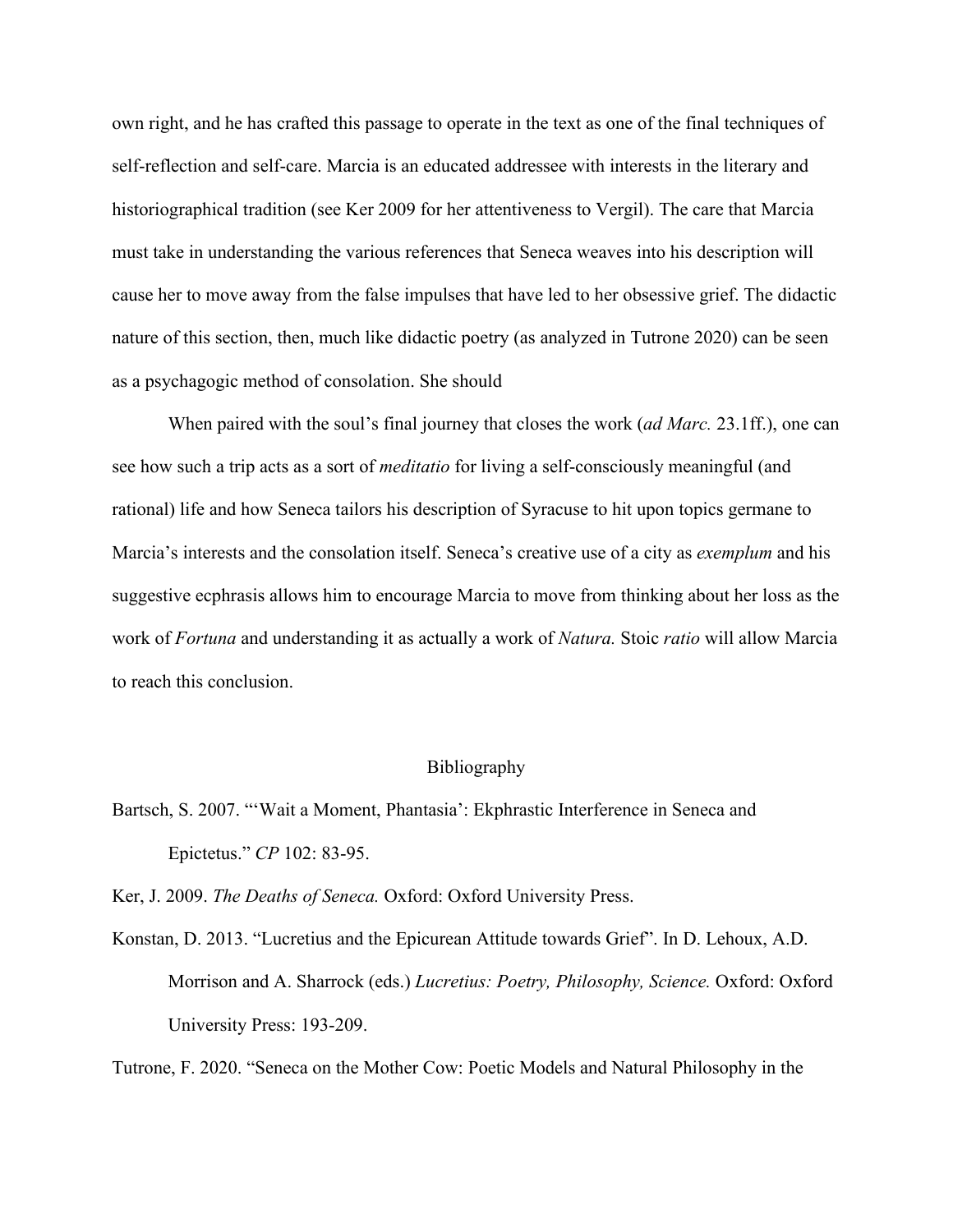own right, and he has crafted this passage to operate in the text as one of the final techniques of self-reflection and self-care. Marcia is an educated addressee with interests in the literary and historiographical tradition (see Ker 2009 for her attentiveness to Vergil). The care that Marcia must take in understanding the various references that Seneca weaves into his description will cause her to move away from the false impulses that have led to her obsessive grief. The didactic nature of this section, then, much like didactic poetry (as analyzed in Tutrone 2020) can be seen as a psychagogic method of consolation. She should

When paired with the soul's final journey that closes the work (*ad Marc.* 23.1ff.), one can see how such a trip acts as a sort of *meditatio* for living a self-consciously meaningful (and rational) life and how Seneca tailors his description of Syracuse to hit upon topics germane to Marcia's interests and the consolation itself. Seneca's creative use of a city as *exemplum* and his suggestive ecphrasis allows him to encourage Marcia to move from thinking about her loss as the work of *Fortuna* and understanding it as actually a work of *Natura.* Stoic *ratio* will allow Marcia to reach this conclusion.

## Bibliography

Bartsch, S. 2007. "'Wait a Moment, Phantasia': Ekphrastic Interference in Seneca and Epictetus." *CP* 102: 83-95.

Ker, J. 2009. *The Deaths of Seneca.* Oxford: Oxford University Press.

Konstan, D. 2013. "Lucretius and the Epicurean Attitude towards Grief". In D. Lehoux, A.D. Morrison and A. Sharrock (eds.) *Lucretius: Poetry, Philosophy, Science.* Oxford: Oxford University Press: 193-209.

Tutrone, F. 2020. "Seneca on the Mother Cow: Poetic Models and Natural Philosophy in the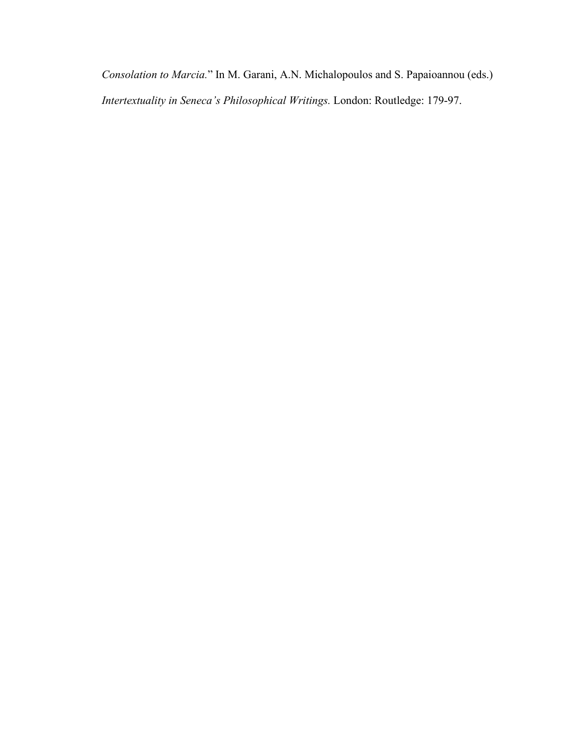*Consolation to Marcia.*" In M. Garani, A.N. Michalopoulos and S. Papaioannou (eds.) *Intertextuality in Seneca's Philosophical Writings.* London: Routledge: 179-97.